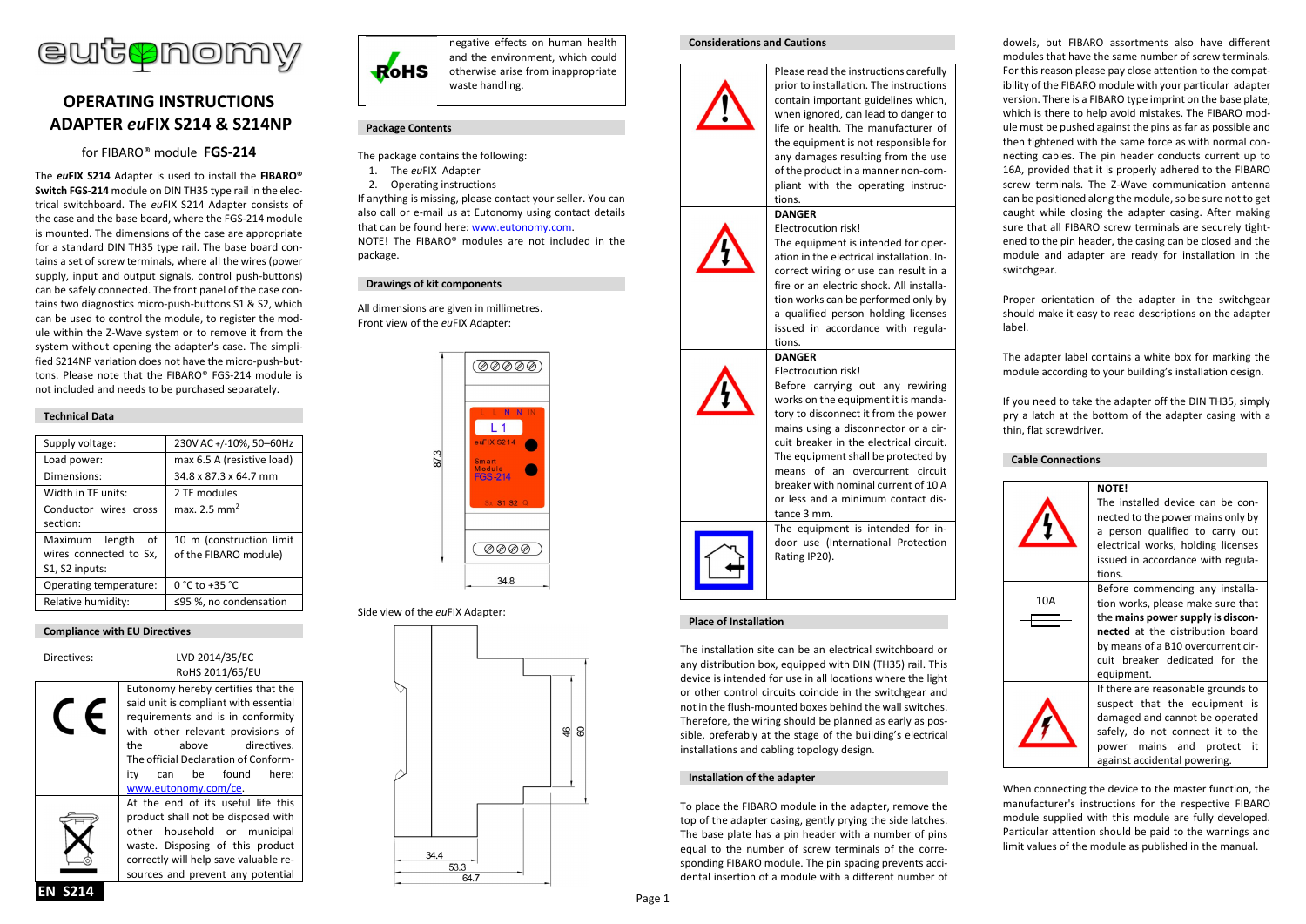# OPERATING INSTRUCTIONS
# ADAPTER *eu*FIX S214 & S214NP

for FIBARO® module **FGS-214**

The ***eu*FIX S214** Adapter is used to install the **FIBARO® Switch FGS-124** module on DIN TH35 type rail in the electrical switchboard. The *eu*FIX S214 Adapter consists of the case and the base board, where the FGS-214 module is mounted. The dimensions of the case are appropriate for a standard DIN TH35 type rail. The base board contains a set of screw terminals, where all the wires (power supply, input and output signals, control push-buttons) can be safely connected. The front panel of the case contains two diagnostics micro-push-buttons S1 & S2, which can be used to control the module, to register the module within the Z-Wave system or to remove it from the system without opening the adapter's case. The simplified S214NP variation does not have the micro-push-buttons. Please note that the FIBARO® FGS-214 module is not included and needs to be purchased separately.

## Technical Data

| | |
|---|---|
| Supply voltage: | 230V AC +/-10%, 50–60Hz |
| Load power: | max 6.5 A (resistive load) |
| Dimensions: | 34.8 x 87.3 x 64.7 mm |
| Width in TE units: | 2 TE modules |
| Conductor wires cross section: | max. 2.5 mm² |
| Maximum length of wires connected to Sx, S1, S2 inputs: | 10 m (construction limit of the FIBARO module) |
| Operating temperature: | 0 °C to +35 °C |
| Relative humidity: | ≤95 %, no condensation |

## Compliance with EU Directives

Directives: LVD 2014/35/EC
RoHS 2011/65/EU

Eutonomy hereby certifies that the said unit is compliant with essential requirements and is in conformity with other relevant provisions of the above directives. The official Declaration of Conformity can be found here: www.eutonomy.com/ce.

At the end of its useful life this product shall not be disposed with other household or municipal waste. Disposing of this product correctly will help save valuable resources and prevent any potential negative effects on human health and the environment, which could otherwise arise from inappropriate waste handling.

## Package Contents

The package contains the following:

1. The *eu*FIX Adapter
2. Operating instructions

If anything is missing, please contact your seller. You can also call or e-mail us at Eutonomy using contact details that can be found here: www.eutonomy.com.
NOTE! The FIBARO® modules are not included in the package.

## Drawings of kit components

All dimensions are given in millimetres.
Front view of the *eu*FIX Adapter:

Side view of the *eu*FIX Adapter:

## Considerations and Cautions

Please read the instructions carefully prior to installation. The instructions contain important guidelines which, when ignored, can lead to danger to life or health. The manufacturer of the equipment is not responsible for any damages resulting from the use of the product in a manner non-compliant with the operating instructions.

**DANGER**
Electrocution risk!
The equipment is intended for operation in the electrical installation. Incorrect wiring or use can result in a fire or an electric shock. All installation works can be performed only by a qualified person holding licenses issued in accordance with regulations.

**DANGER**
Electrocution risk!
Before carrying out any rewiring works on the equipment it is mandatory to disconnect it from the power mains using a disconnector or a circuit breaker in the electrical circuit. The equipment shall be protected by means of an overcurrent circuit breaker with nominal current of 10 A or less and a minimum contact distance 3 mm.

The equipment is intended for indoor use (International Protection Rating IP20).

## Place of Installation

The installation site can be an electrical switchboard or any distribution box, equipped with DIN (TH35) rail. This device is intended for use in all locations where the light or other control circuits coincide in the switchgear and not in the flush-mounted boxes behind the wall switches. Therefore, the wiring should be planned as early as possible, preferably at the stage of the building's electrical installations and cabling topology design.

## Installation of the adapter

To place the FIBARO module in the adapter, remove the top of the adapter casing, gently prying the side latches. The base plate has a pin header with a number of pins equal to the number of screw terminals of the corresponding FIBARO module. The pin spacing prevents accidental insertion of a module with a different number of dowels, but FIBARO assortments also have different modules that have the same number of screw terminals. For this reason please pay close attention to the compatibility of the FIBARO module with your particular adapter version. There is a FIBARO type imprint on the base plate, which is there to help avoid mistakes. The FIBARO module must be pushed against the pins as far as possible and then tightened with the same force as with normal connecting cables. The pin header conducts current up to 16A, provided that it is properly adhered to the FIBARO screw terminals. The Z-Wave communication antenna can be positioned along the module, so be sure not to get caught while closing the adapter casing. After making sure that all FIBARO screw terminals are securely tightened to the pin header, the casing can be closed and the module and adapter are ready for installation in the switchgear.

Proper orientation of the adapter in the switchgear should make it easy to read descriptions on the adapter label.

The adapter label contains a white box for marking the module according to your building's installation design.

If you need to take the adapter off the DIN TH35, simply pry a latch at the bottom of the adapter casing with a thin, flat screwdriver.

## Cable Connections

**NOTE!**
The installed device can be connected to the power mains only by a person qualified to carry out electrical works, holding licenses issued in accordance with regulations.

10A
Before commencing any installation works, please make sure that the **mains power supply is disconnected** at the distribution board by means of a B10 overcurrent circuit breaker dedicated for the equipment.

If there are reasonable grounds to suspect that the equipment is damaged and cannot be operated safely, do not connect it to the power mains and protect it against accidental powering.

When connecting the device to the master function, the manufacturer's instructions for the respective FIBARO module supplied with this module are fully developed. Particular attention should be paid to the warnings and limit values of the module as published in the manual.

**EN S214**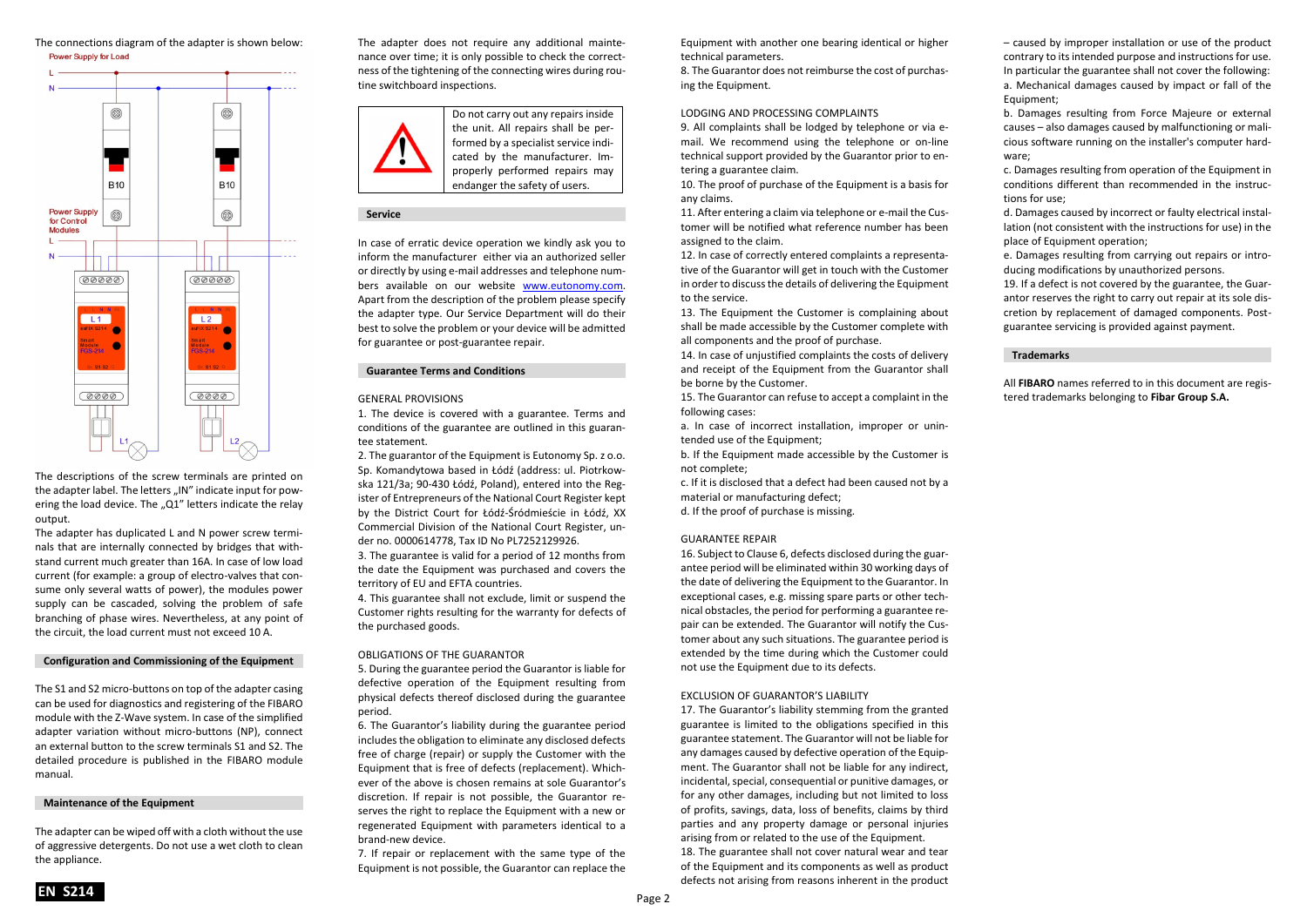The connections diagram of the adapter is shown below:

Power Supply for Load

L

N

B10

B10

Power Supply for Control Modules

L

N

L1

L2

The descriptions of the screw terminals are printed on the adapter label. The letters „IN" indicate input for powering the load device. The „Q1" letters indicate the relay output.

The adapter has duplicated L and N power screw terminals that are internally connected by bridges that withstand current much greater than 16A. In case of low load current (for example: a group of electro-valves that consume only several watts of power), the modules power supply can be cascaded, solving the problem of safe branching of phase wires. Nevertheless, at any point of the circuit, the load current must not exceed 10 A.

## Configuration and Commissioning of the Equipment

The S1 and S2 micro-buttons on top of the adapter casing can be used for diagnostics and registering of the FIBARO module with the Z-Wave system. In case of the simplified adapter variation without micro-buttons (NP), connect an external button to the screw terminals S1 and S2. The detailed procedure is published in the FIBARO module manual.

## Maintenance of the Equipment

The adapter can be wiped off with a cloth without the use of aggressive detergents. Do not use a wet cloth to clean the appliance.

The adapter does not require any additional maintenance over time; it is only possible to check the correctness of the tightening of the connecting wires during routine switchboard inspections.

| | |
|---|---|
| ⚠ | Do not carry out any repairs inside the unit. All repairs shall be performed by a specialist service indicated by the manufacturer. Improperly performed repairs may endanger the safety of users. |

## Service

In case of erratic device operation we kindly ask you to inform the manufacturer either via an authorized seller or directly by using e-mail addresses and telephone numbers available on our website www.eutonomy.com. Apart from the description of the problem please specify the adapter type. Our Service Department will do their best to solve the problem or your device will be admitted for guarantee or post-guarantee repair.

## Guarantee Terms and Conditions

GENERAL PROVISIONS

1. The device is covered with a guarantee. Terms and conditions of the guarantee are outlined in this guarantee statement.
2. The guarantor of the Equipment is Eutonomy Sp. z o.o. Sp. Komandytowa based in Łódź (address: ul. Piotrkowska 121/3a; 90-430 Łódź, Poland), entered into the Register of Entrepreneurs of the National Court Register kept by the District Court for Łódź-Śródmieście in Łódź, XX Commercial Division of the National Court Register, under no. 0000614778, Tax ID No PL7252129926.
3. The guarantee is valid for a period of 12 months from the date the Equipment was purchased and covers the territory of EU and EFTA countries.
4. This guarantee shall not exclude, limit or suspend the Customer rights resulting for the warranty for defects of the purchased goods.

OBLIGATIONS OF THE GUARANTOR

5. During the guarantee period the Guarantor is liable for defective operation of the Equipment resulting from physical defects thereof disclosed during the guarantee period.
6. The Guarantor's liability during the guarantee period includes the obligation to eliminate any disclosed defects free of charge (repair) or supply the Customer with the Equipment that is free of defects (replacement). Whichever of the above is chosen remains at sole Guarantor's discretion. If repair is not possible, the Guarantor reserves the right to replace the Equipment with a new or regenerated Equipment with parameters identical to a brand-new device.
7. If repair or replacement with the same type of the Equipment is not possible, the Guarantor can replace the Equipment with another one bearing identical or higher technical parameters.
8. The Guarantor does not reimburse the cost of purchasing the Equipment.

LODGING AND PROCESSING COMPLAINTS

9. All complaints shall be lodged by telephone or via e-mail. We recommend using the telephone or on-line technical support provided by the Guarantor prior to entering a guarantee claim.
10. The proof of purchase of the Equipment is a basis for any claims.
11. After entering a claim via telephone or e-mail the Customer will be notified what reference number has been assigned to the claim.
12. In case of correctly entered complaints a representative of the Guarantor will get in touch with the Customer in order to discuss the details of delivering the Equipment to the service.
13. The Equipment the Customer is complaining about shall be made accessible by the Customer complete with all components and the proof of purchase.
14. In case of unjustified complaints the costs of delivery and receipt of the Equipment from the Guarantor shall be borne by the Customer.
15. The Guarantor can refuse to accept a complaint in the following cases:

a. In case of incorrect installation, improper or unintended use of the Equipment;

b. If the Equipment made accessible by the Customer is not complete;

c. If it is disclosed that a defect had been caused not by a material or manufacturing defect;

d. If the proof of purchase is missing.

GUARANTEE REPAIR

16. Subject to Clause 6, defects disclosed during the guarantee period will be eliminated within 30 working days of the date of delivering the Equipment to the Guarantor. In exceptional cases, e.g. missing spare parts or other technical obstacles, the period for performing a guarantee repair can be extended. The Guarantor will notify the Customer about any such situations. The guarantee period is extended by the time during which the Customer could not use the Equipment due to its defects.

EXCLUSION OF GUARANTOR'S LIABILITY

17. The Guarantor's liability stemming from the granted guarantee is limited to the obligations specified in this guarantee statement. The Guarantor will not be liable for any damages caused by defective operation of the Equipment. The Guarantor shall not be liable for any indirect, incidental, special, consequential or punitive damages, or for any other damages, including but not limited to loss of profits, savings, data, loss of benefits, claims by third parties and any property damage or personal injuries arising from or related to the use of the Equipment.
18. The guarantee shall not cover natural wear and tear of the Equipment and its components as well as product defects not arising from reasons inherent in the product – caused by improper installation or use of the product contrary to its intended purpose and instructions for use. In particular the guarantee shall not cover the following:

a. Mechanical damages caused by impact or fall of the Equipment;

b. Damages resulting from Force Majeure or external causes – also damages caused by malfunctioning or malicious software running on the installer's computer hardware;

c. Damages resulting from operation of the Equipment in conditions different than recommended in the instructions for use;

d. Damages caused by incorrect or faulty electrical installation (not consistent with the instructions for use) in the place of Equipment operation;

e. Damages resulting from carrying out repairs or introducing modifications by unauthorized persons.

19. If a defect is not covered by the guarantee, the Guarantor reserves the right to carry out repair at its sole discretion by replacement of damaged components. Post-guarantee servicing is provided against payment.

## Trademarks

All **FIBARO** names referred to in this document are registered trademarks belonging to **Fibar Group S.A.**